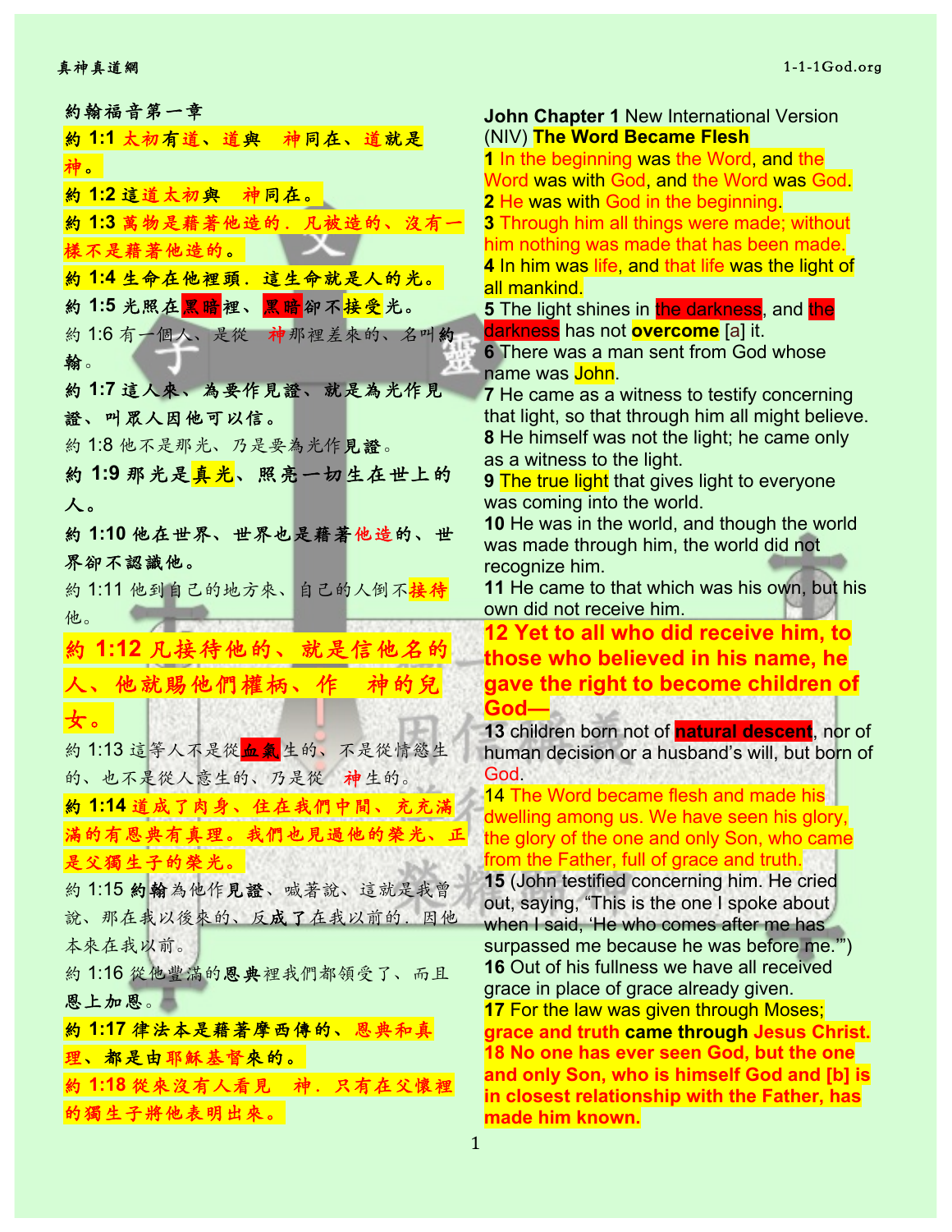約翰福音第一章

約 1:1 太初有道、道與　神同在、道就是神。

約 1:2 這道太初與　神同在。

約 1:3 萬物是藉著他造的．凡被造的、沒有一樣不是藉著他造的。

約 1:4 生命在他裡頭．這生命就是人的光。

約 1:5 光照在黑暗裡、黑暗卻不接受光。

約 1:6 有一個人、是從　神那裡差來的、名叫約翰。

約 1:7 這人來、為要作見證、就是為光作見證、叫眾人因他可以信。

約 1:8 他不是那光、乃是要為光作見證。

約 1:9 那光是真光、照亮一切生在世上的人。

約 1:10 他在世界、世界也是藉著他造的、世界卻不認識他。

約 1:11 他到自己的地方來、自己的人倒不接待他。

**約 1:12 凡接待他的、就是信他名的人、他就賜他們權柄、作　神的兒女。**

約 1:13 這等人不是從血氣生的、不是從情慾生的、也不是從人意生的、乃是從　神生的。

約 1:14 道成了肉身、住在我們中間、充充滿滿的有恩典有真理。我們也見過他的榮光、正是父獨生子的榮光。

約 1:15 約翰為他作見證、喊著說、這就是我曾說、那在我以後來的、反成了在我以前的．因他本來在我以前。

約 1:16 從他豐滿的恩典裡我們都領受了、而且恩上加恩。

約 1:17 律法本是藉著摩西傳的、恩典和真理、都是由耶穌基督來的。

約 1:18 從來沒有人看見　神．只有在父懷裡的獨生子將他表明出來。

**John Chapter 1** New International Version (NIV) **The Word Became Flesh**

**1** In the beginning was the Word, and the Word was with God, and the Word was God.

**2** He was with God in the beginning.

**3** Through him all things were made; without him nothing was made that has been made.

**4** In him was life, and that life was the light of all mankind.

**5** The light shines in the darkness, and the darkness has not **overcome** [a] it.

**6** There was a man sent from God whose name was John.

**7** He came as a witness to testify concerning that light, so that through him all might believe.

**8** He himself was not the light; he came only as a witness to the light.

**9** The true light that gives light to everyone was coming into the world.

**10** He was in the world, and though the world was made through him, the world did not recognize him.

**11** He came to that which was his own, but his own did not receive him.

**12 Yet to all who did receive him, to those who believed in his name, he gave the right to become children of God—**

**13** children born not of **natural descent**, nor of human decision or a husband's will, but born of God.

14 The Word became flesh and made his dwelling among us. We have seen his glory, the glory of the one and only Son, who came from the Father, full of grace and truth.

**15** (John testified concerning him. He cried out, saying, "This is the one I spoke about when I said, 'He who comes after me has surpassed me because he was before me.'")

**16** Out of his fullness we have all received grace in place of grace already given.

**17** For the law was given through Moses; **grace and truth came through Jesus Christ.**

**18 No one has ever seen God, but the one and only Son, who is himself God and [b] is in closest relationship with the Father, has made him known.**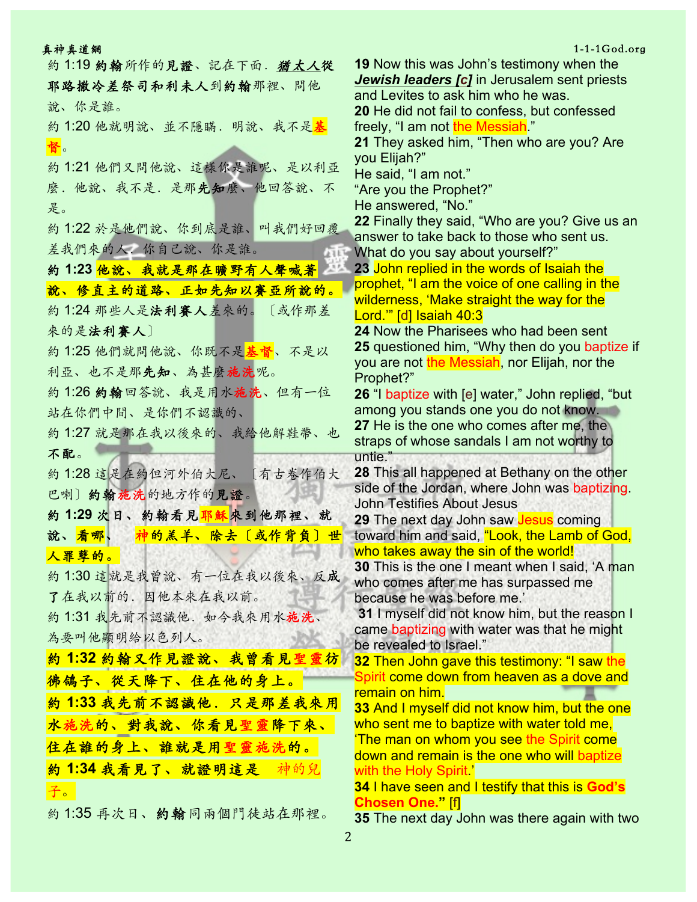約 1:19 **約翰**所作的**見證**、記在下面．***猶太人***從耶路撒冷差祭司和利未人到**約翰**那裡、問他說、你是誰。

約 1:20 他就明說、並不隱瞞．明說、我不是**基督**。

約 1:21 他們又問他說、這樣你是誰呢、是以利亞麼．他說、我不是．是那**先知**麼、他回答說、不是。

約 1:22 於是他們說、你到底是誰、叫我們好回覆差我們來的人．你自己說、你是誰。

**約 1:23 他說、我就是那在曠野有人聲喊著說、修直主的道路、正如先知以賽亞所說的。**

約 1:24 那些人是**法利賽人**差來的。〔或作那差來的是**法利賽人**〕

約 1:25 他們就問他說、你既不是**基督**、不是以利亞、也不是那**先知**、為甚麼**施洗**呢。

約 1:26 **約翰**回答說、我是用水**施洗**、但有一位站在你們中間、是你們不認識的、

約 1:27 就是那在我以後來的、我給他解鞋帶、也不配。

約 1:28 這是在約但河外伯大尼、〔有古卷作伯大巴喇〕**約翰施洗**的地方作的**見證**。

**約 1:29 次日、約翰看見耶穌來到他那裡、就說、看哪、　神的羔羊、除去〔或作背負〕世人罪孽的。**

約 1:30 這就是我曾說、有一位在我以後來、反成了在我以前的．因他本來在我以前。

約 1:31 我先前不認識他．如今我來用水**施洗**、為要叫他顯明給以色列人。

**約 1:32 約翰又作見證說、我曾看見聖靈彷彿鴿子、從天降下、住在他的身上。**

**約 1:33 我先前不認識他．只是那差我來用水施洗的、對我說、你看見聖靈降下來、住在誰的身上、誰就是用聖靈施洗的。**

**約 1:34 我看見了、就證明這是　神的兒子。**

約 1:35 再次日、**約翰**同兩個門徒站在那裡。

**19** Now this was John's testimony when the ***Jewish leaders [c]*** in Jerusalem sent priests and Levites to ask him who he was.

**20** He did not fail to confess, but confessed freely, "I am not the Messiah."

**21** They asked him, "Then who are you? Are you Elijah?"
He said, "I am not."
"Are you the Prophet?"
He answered, "No."

**22** Finally they said, "Who are you? Give us an answer to take back to those who sent us. What do you say about yourself?"

**23** John replied in the words of Isaiah the prophet, "I am the voice of one calling in the wilderness, 'Make straight the way for the Lord.'" [d] Isaiah 40:3

**24** Now the Pharisees who had been sent

**25** questioned him, "Why then do you baptize if you are not the Messiah, nor Elijah, nor the Prophet?"

**26** "I baptize with [e] water," John replied, "but among you stands one you do not know.

**27** He is the one who comes after me, the straps of whose sandals I am not worthy to untie."

**28** This all happened at Bethany on the other side of the Jordan, where John was baptizing.

John Testifies About Jesus

**29** The next day John saw Jesus coming toward him and said, "Look, the Lamb of God, who takes away the sin of the world!

**30** This is the one I meant when I said, 'A man who comes after me has surpassed me because he was before me.'

**31** I myself did not know him, but the reason I came baptizing with water was that he might be revealed to Israel."

**32** Then John gave this testimony: "I saw the Spirit come down from heaven as a dove and remain on him.

**33** And I myself did not know him, but the one who sent me to baptize with water told me, 'The man on whom you see the Spirit come down and remain is the one who will baptize with the Holy Spirit.'

**34** I have seen and I testify that this is **God's Chosen One."** [f]

**35** The next day John was there again with two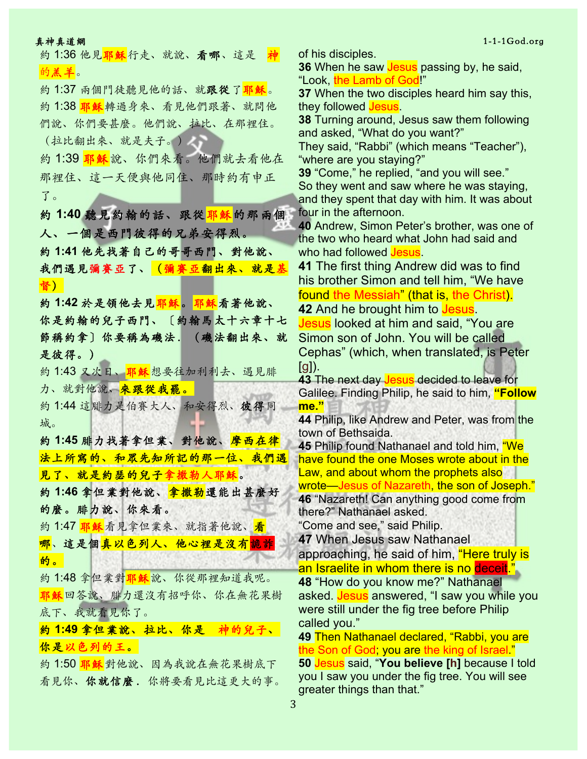約 1:36 他見耶穌行走、就說、**看哪**、這是　神的羔羊。

約 1:37 兩個門徒聽見他的話、就**跟從**了耶穌。

約 1:38 耶穌轉過身來、看見他們跟著、就問他們說、你們要甚麼。他們說、拉比、在那裡住。（拉比翻出來、就是夫子。）

約 1:39 耶穌說、你們來看。他們就去看他在那裡住、這一天便與他同住、那時約有申正了。

**約 1:40 聽見約翰的話、跟從耶穌的那兩個人、一個是西門彼得的兄弟安得烈。**

**約 1:41 他先找著自己的哥哥西門、對他說、我們遇見彌賽亞了、（彌賽亞翻出來、就是基督）**

**約 1:42 於是領他去見耶穌。耶穌看著他說、你是約翰的兒子西門、〔約翰馬太十六章十七節稱約拿〕你要稱為磯法．（磯法翻出來、就是彼得。）**

約 1:43 又次日、耶穌想要往加利利去、遇見腓力、就對他說、**來跟從我罷。**

約 1:44 這腓力是伯賽大人、和安得烈、**彼得**同城。

**約 1:45 腓力找著拿但業、對他說、摩西在律法上所寫的、和眾先知所記的那一位、我們遇見了、就是約瑟的兒子拿撒勒人耶穌。**

**約 1:46 拿但業對他說、拿撒勒還能出甚麼好的麼。腓力說、你來看。**

約 1:47 耶穌看見拿但業來、就指著他說、**看哪、這是個真以色列人、他心裡是沒有詭詐的。**

約 1:48 拿但業對耶穌說、你從那裡知道我呢。耶穌回答說、腓力還沒有招呼你、你在無花果樹底下、我就看見你了。

**約 1:49 拿但業說、拉比、你是　神的兒子、你是以色列的王。**

約 1:50 耶穌對他說、因為我說在無花果樹底下看見你、**你就信麼**．你將要看見比這更大的事。

of his disciples.

**36** When he saw Jesus passing by, he said, “Look, the Lamb of God!”

**37** When the two disciples heard him say this, they followed Jesus.

**38** Turning around, Jesus saw them following and asked, “What do you want?”
They said, “Rabbi” (which means “Teacher”), “where are you staying?”

**39** “Come,” he replied, “and you will see.”
So they went and saw where he was staying, and they spent that day with him. It was about four in the afternoon.

**40** Andrew, Simon Peter’s brother, was one of the two who heard what John had said and who had followed Jesus.

**41** The first thing Andrew did was to find his brother Simon and tell him, “We have found the Messiah” (that is, the Christ).

**42** And he brought him to Jesus.
Jesus looked at him and said, “You are Simon son of John. You will be called Cephas” (which, when translated, is Peter [g]).

**43** The next day Jesus decided to leave for Galilee. Finding Philip, he said to him, **“Follow me.”**

**44** Philip, like Andrew and Peter, was from the town of Bethsaida.

**45** Philip found Nathanael and told him, “We have found the one Moses wrote about in the Law, and about whom the prophets also wrote—Jesus of Nazareth, the son of Joseph.”

**46** “Nazareth! Can anything good come from there?” Nathanael asked.
“Come and see,” said Philip.

**47** When Jesus saw Nathanael approaching, he said of him, “Here truly is an Israelite in whom there is no deceit.”

**48** “How do you know me?” Nathanael asked. Jesus answered, “I saw you while you were still under the fig tree before Philip called you.”

**49** Then Nathanael declared, “Rabbi, you are the Son of God; you are the king of Israel.”

**50** Jesus said, “**You believe [h]** because I told you I saw you under the fig tree. You will see greater things than that.”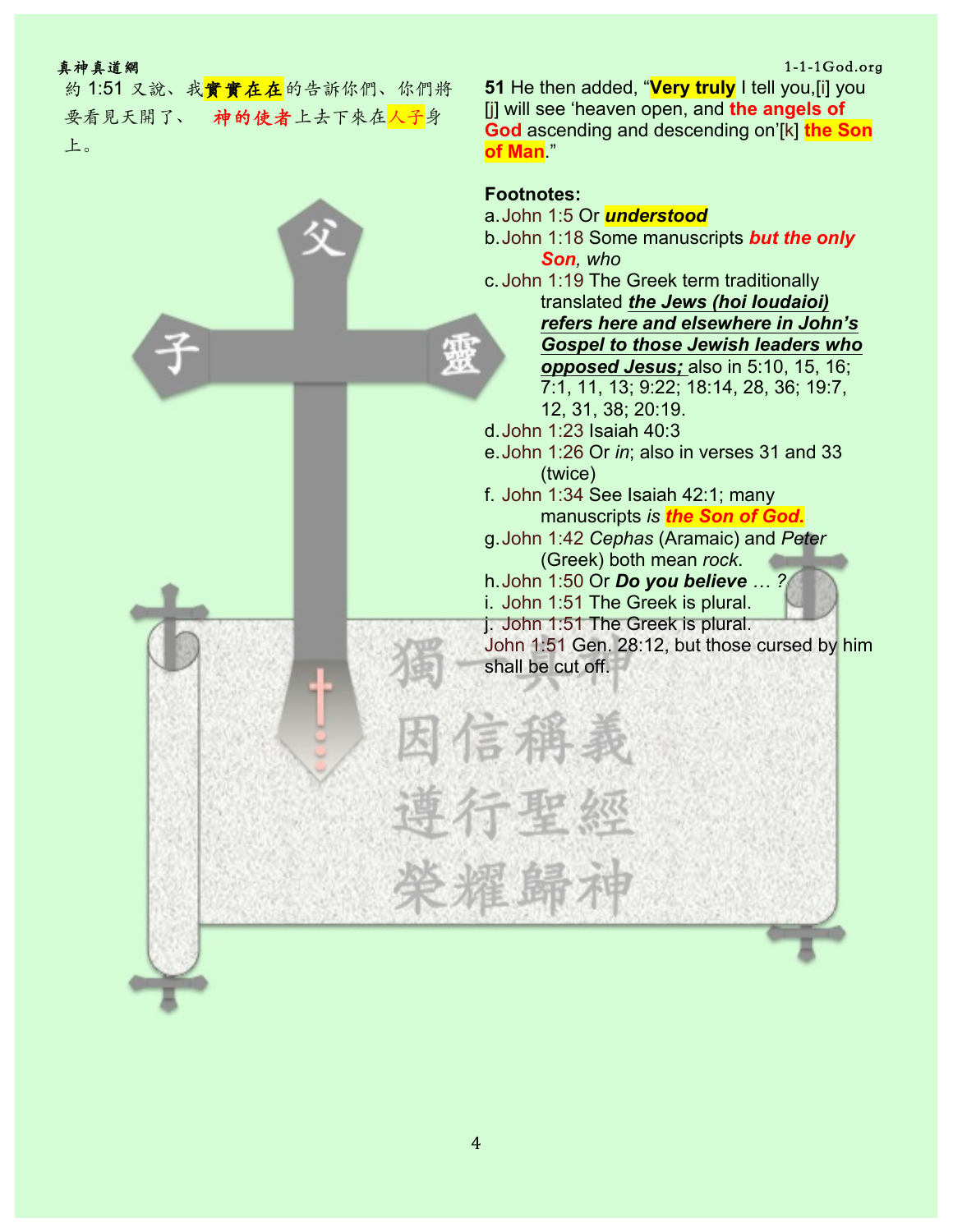約 1:51 又說、我**實實在在**的告訴你們、你們將要看見天開了、 **神的使者**上去下來在**人子**身上。

**51** He then added, "**Very truly** I tell you,[i] you [j] will see 'heaven open, and **the angels of God** ascending and descending on'[k] **the Son of Man**."

**Footnotes:**

a. John 1:5 Or ***understood***
b. John 1:18 Some manuscripts ***but the only Son****, who*
c. John 1:19 The Greek term traditionally translated ***the Jews (hoi Ioudaioi) refers here and elsewhere in John's Gospel to those Jewish leaders who opposed Jesus;*** also in 5:10, 15, 16; 7:1, 11, 13; 9:22; 18:14, 28, 36; 19:7, 12, 31, 38; 20:19.
d. John 1:23 Isaiah 40:3
e. John 1:26 Or *in*; also in verses 31 and 33 (twice)
f. John 1:34 See Isaiah 42:1; many manuscripts *is* ***the Son of God.***
g. John 1:42 *Cephas* (Aramaic) and *Peter* (Greek) both mean *rock*.
h. John 1:50 Or ***Do you believe*** *… ?*
i. John 1:51 The Greek is plural.
j. John 1:51 The Greek is plural.

John 1:51 Gen. 28:12, but those cursed by him shall be cut off.

父

子 靈

獨一真神
因信稱義
遵行聖經
榮耀歸神